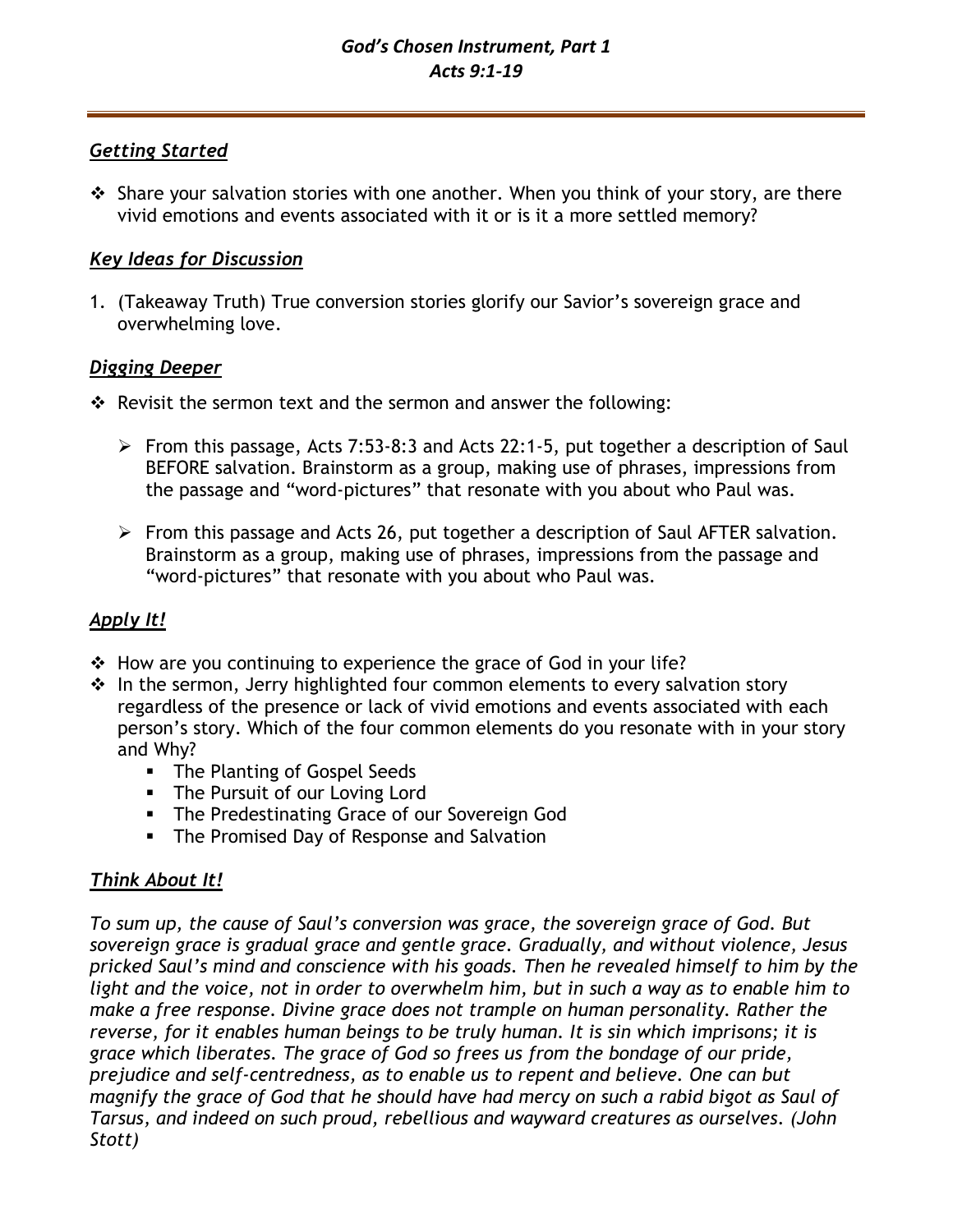# *God's Chosen Instrument, Part 1*
## *Acts 9:1-19*

---

### ***Getting Started***

- Share your salvation stories with one another. When you think of your story, are there vivid emotions and events associated with it or is it a more settled memory?

### ***Key Ideas for Discussion***

1. (Takeaway Truth) True conversion stories glorify our Savior's sovereign grace and overwhelming love.

### ***Digging Deeper***

- Revisit the sermon text and the sermon and answer the following:
    - From this passage, Acts 7:53-8:3 and Acts 22:1-5, put together a description of Saul BEFORE salvation. Brainstorm as a group, making use of phrases, impressions from the passage and "word-pictures" that resonate with you about who Paul was.
    - From this passage and Acts 26, put together a description of Saul AFTER salvation. Brainstorm as a group, making use of phrases, impressions from the passage and "word-pictures" that resonate with you about who Paul was.

### ***Apply It!***

- How are you continuing to experience the grace of God in your life?
- In the sermon, Jerry highlighted four common elements to every salvation story regardless of the presence or lack of vivid emotions and events associated with each person's story. Which of the four common elements do you resonate with in your story and Why?
    - The Planting of Gospel Seeds
    - The Pursuit of our Loving Lord
    - The Predestinating Grace of our Sovereign God
    - The Promised Day of Response and Salvation

### ***Think About It!***

*To sum up, the cause of Saul's conversion was grace, the sovereign grace of God. But sovereign grace is gradual grace and gentle grace. Gradually, and without violence, Jesus pricked Saul's mind and conscience with his goads. Then he revealed himself to him by the light and the voice, not in order to overwhelm him, but in such a way as to enable him to make a free response. Divine grace does not trample on human personality. Rather the reverse, for it enables human beings to be truly human. It is sin which imprisons; it is grace which liberates. The grace of God so frees us from the bondage of our pride, prejudice and self-centredness, as to enable us to repent and believe. One can but magnify the grace of God that he should have had mercy on such a rabid bigot as Saul of Tarsus, and indeed on such proud, rebellious and wayward creatures as ourselves. (John Stott)*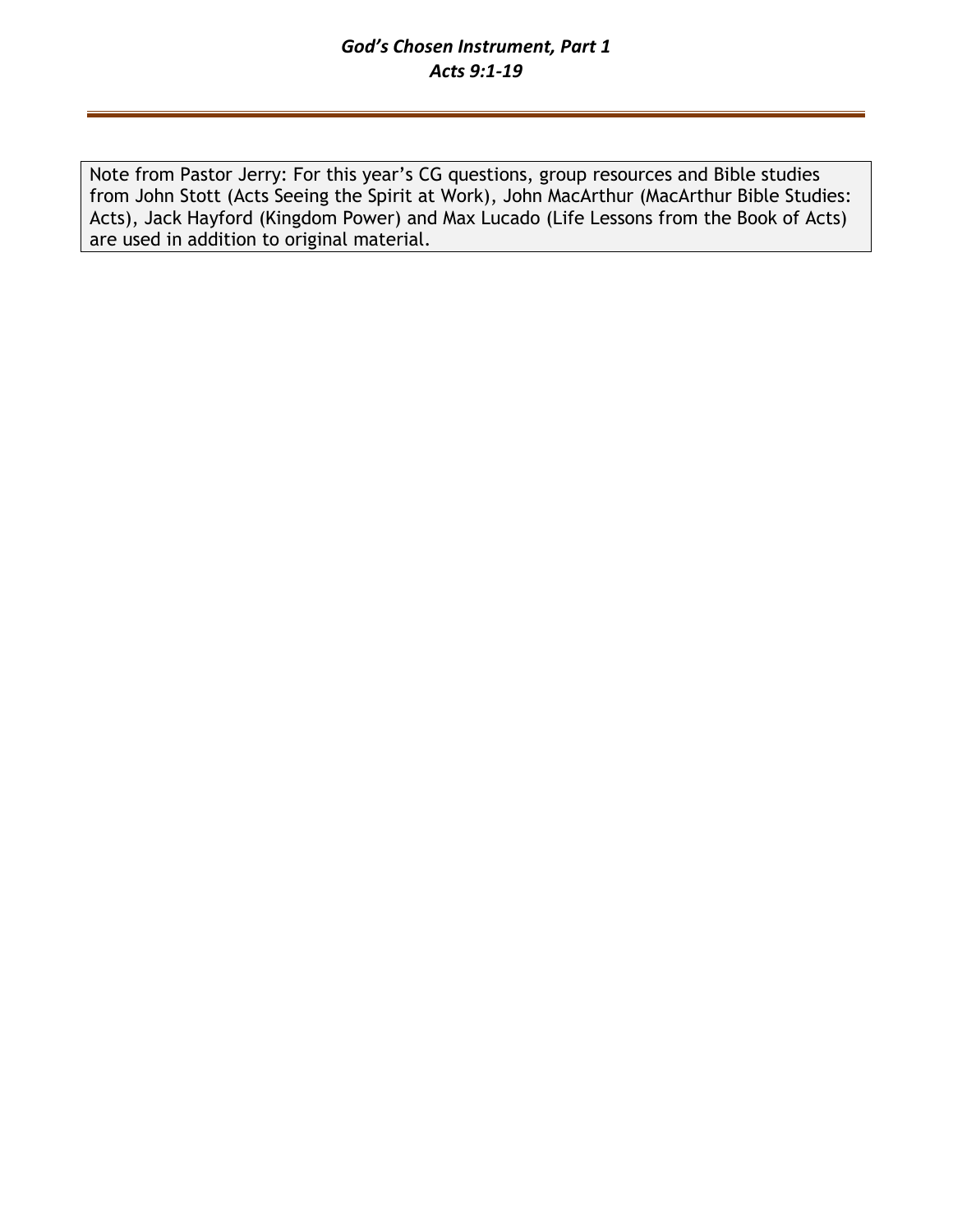Note from Pastor Jerry: For this year's CG questions, group resources and Bible studies from John Stott (Acts Seeing the Spirit at Work), John MacArthur (MacArthur Bible Studies: Acts), Jack Hayford (Kingdom Power) and Max Lucado (Life Lessons from the Book of Acts) are used in addition to original material.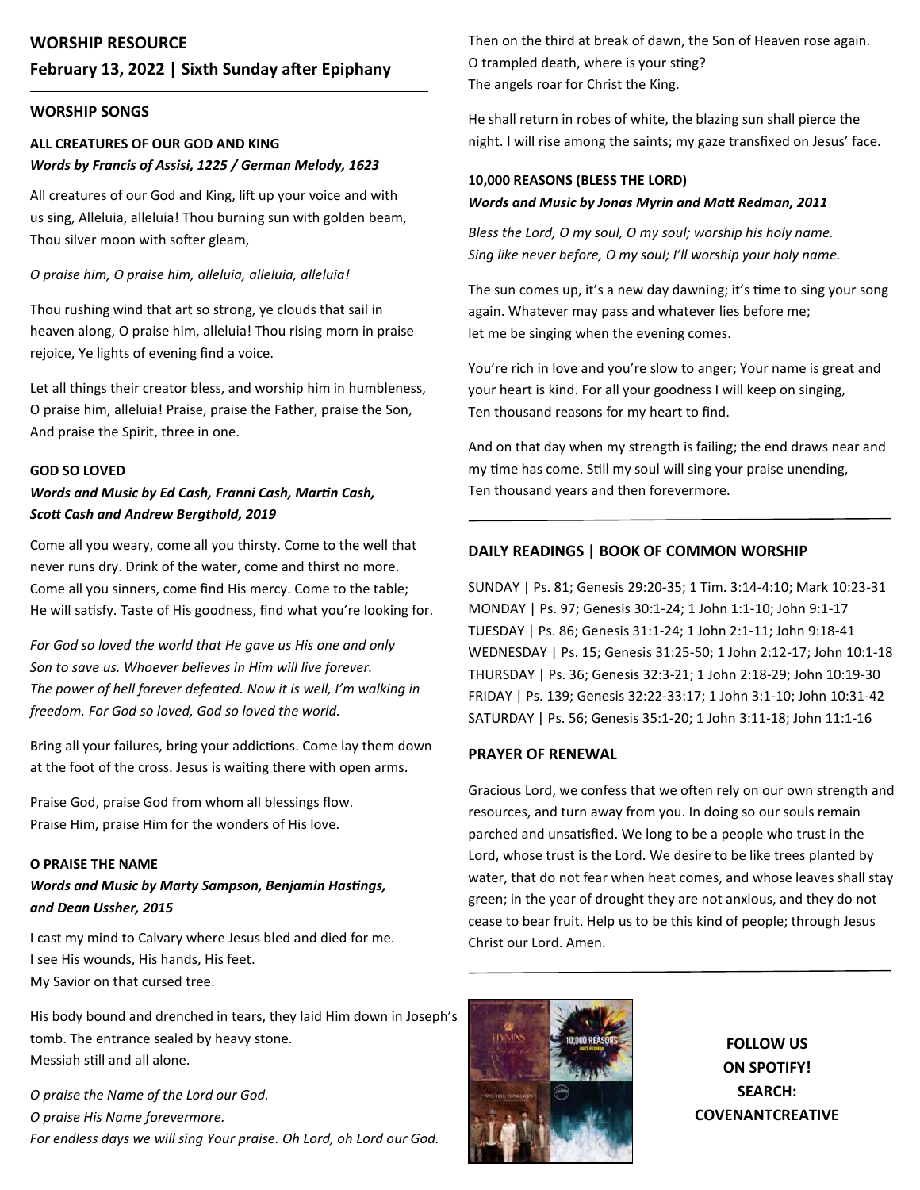## WORSHIP RESOURCE

## February 13, 2022 | Sixth Sunday after Epiphany

### WORSHIP SONGS

#### ALL CREATURES OF OUR GOD AND KING

***Words by Francis of Assisi, 1225 / German Melody, 1623***

All creatures of our God and King, lift up your voice and with us sing, Alleluia, alleluia! Thou burning sun with golden beam, Thou silver moon with softer gleam,

*O praise him, O praise him, alleluia, alleluia, alleluia!*

Thou rushing wind that art so strong, ye clouds that sail in heaven along, O praise him, alleluia! Thou rising morn in praise rejoice, Ye lights of evening find a voice.

Let all things their creator bless, and worship him in humbleness, O praise him, alleluia! Praise, praise the Father, praise the Son, And praise the Spirit, three in one.

#### GOD SO LOVED

***Words and Music by Ed Cash, Franni Cash, Martin Cash, Scott Cash and Andrew Bergthold, 2019***

Come all you weary, come all you thirsty. Come to the well that never runs dry. Drink of the water, come and thirst no more. Come all you sinners, come find His mercy. Come to the table; He will satisfy. Taste of His goodness, find what you're looking for.

*For God so loved the world that He gave us His one and only Son to save us. Whoever believes in Him will live forever. The power of hell forever defeated. Now it is well, I'm walking in freedom. For God so loved, God so loved the world.*

Bring all your failures, bring your addictions. Come lay them down at the foot of the cross. Jesus is waiting there with open arms.

Praise God, praise God from whom all blessings flow.
Praise Him, praise Him for the wonders of His love.

#### O PRAISE THE NAME

***Words and Music by Marty Sampson, Benjamin Hastings, and Dean Ussher, 2015***

I cast my mind to Calvary where Jesus bled and died for me.
I see His wounds, His hands, His feet.
My Savior on that cursed tree.

His body bound and drenched in tears, they laid Him down in Joseph's tomb. The entrance sealed by heavy stone.
Messiah still and all alone.

*O praise the Name of the Lord our God.*
*O praise His Name forevermore.*
*For endless days we will sing Your praise. Oh Lord, oh Lord our God.*

Then on the third at break of dawn, the Son of Heaven rose again.
O trampled death, where is your sting?
The angels roar for Christ the King.

He shall return in robes of white, the blazing sun shall pierce the night. I will rise among the saints; my gaze transfixed on Jesus' face.

#### 10,000 REASONS (BLESS THE LORD)

***Words and Music by Jonas Myrin and Matt Redman, 2011***

*Bless the Lord, O my soul, O my soul; worship his holy name.*
*Sing like never before, O my soul; I'll worship your holy name.*

The sun comes up, it's a new day dawning; it's time to sing your song again. Whatever may pass and whatever lies before me;
let me be singing when the evening comes.

You're rich in love and you're slow to anger; Your name is great and your heart is kind. For all your goodness I will keep on singing,
Ten thousand reasons for my heart to find.

And on that day when my strength is failing; the end draws near and my time has come. Still my soul will sing your praise unending,
Ten thousand years and then forevermore.

### DAILY READINGS | BOOK OF COMMON WORSHIP

SUNDAY | Ps. 81; Genesis 29:20-35; 1 Tim. 3:14-4:10; Mark 10:23-31
MONDAY | Ps. 97; Genesis 30:1-24; 1 John 1:1-10; John 9:1-17
TUESDAY | Ps. 86; Genesis 31:1-24; 1 John 2:1-11; John 9:18-41
WEDNESDAY | Ps. 15; Genesis 31:25-50; 1 John 2:12-17; John 10:1-18
THURSDAY | Ps. 36; Genesis 32:3-21; 1 John 2:18-29; John 10:19-30
FRIDAY | Ps. 139; Genesis 32:22-33:17; 1 John 3:1-10; John 10:31-42
SATURDAY | Ps. 56; Genesis 35:1-20; 1 John 3:11-18; John 11:1-16

### PRAYER OF RENEWAL

Gracious Lord, we confess that we often rely on our own strength and resources, and turn away from you. In doing so our souls remain parched and unsatisfied. We long to be a people who trust in the Lord, whose trust is the Lord. We desire to be like trees planted by water, that do not fear when heat comes, and whose leaves shall stay green; in the year of drought they are not anxious, and they do not cease to bear fruit. Help us to be this kind of people; through Jesus Christ our Lord. Amen.

**FOLLOW US ON SPOTIFY! SEARCH: COVENANTCREATIVE**